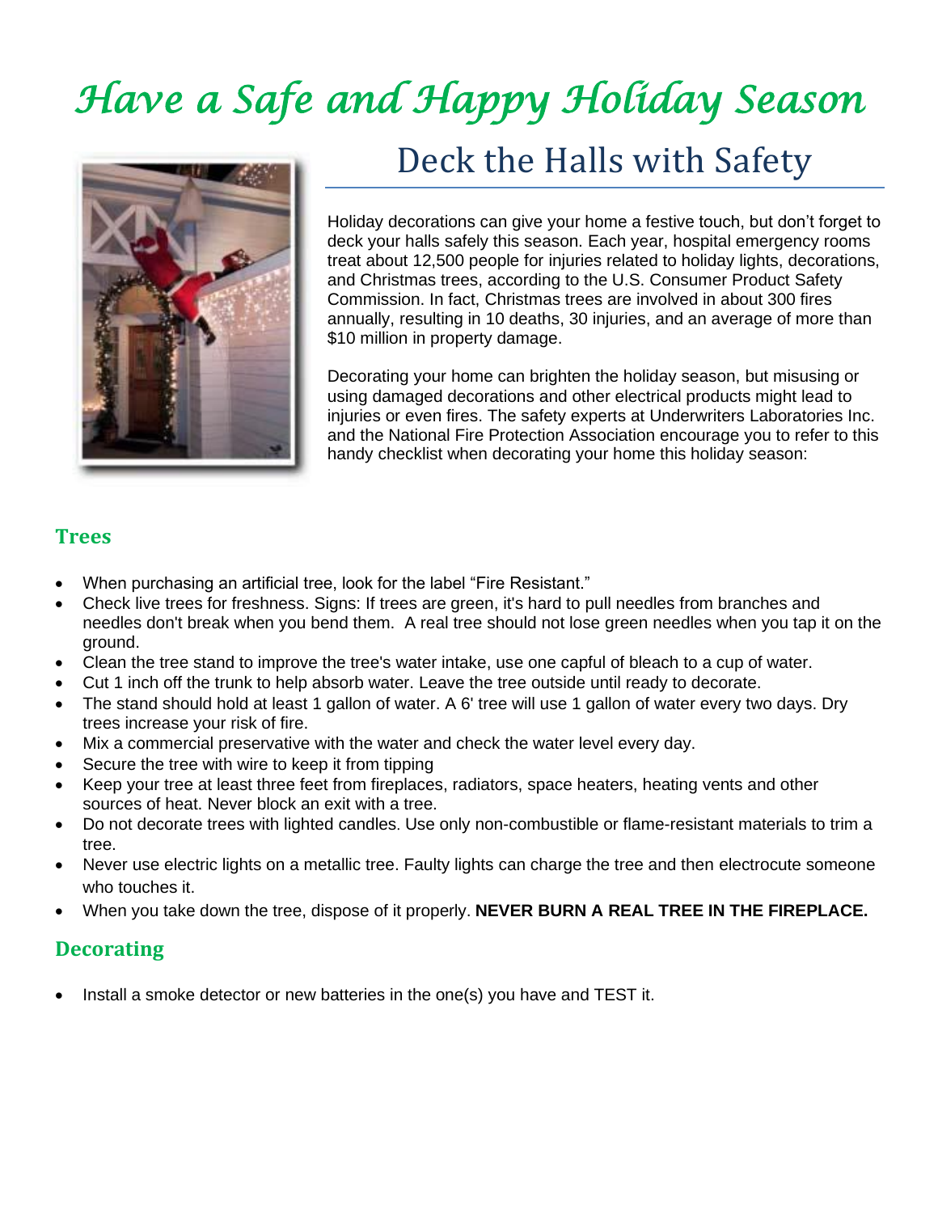# Have a Safe and Happy Holiday Season

## Deck the Halls with Safety

Holiday decorations can give your home a festive touch, but don't forget to deck your halls safely this season. Each year, hospital emergency rooms treat about 12,500 people for injuries related to holiday lights, decorations, and Christmas trees, according to the U.S. Consumer Product Safety Commission. In fact, Christmas trees are involved in about 300 fires annually, resulting in 10 deaths, 30 injuries, and an average of more than $10 million in property damage.

Decorating your home can brighten the holiday season, but misusing or using damaged decorations and other electrical products might lead to injuries or even fires. The safety experts at Underwriters Laboratories Inc. and the National Fire Protection Association encourage you to refer to this handy checklist when decorating your home this holiday season:

### Trees

- When purchasing an artificial tree, look for the label "Fire Resistant."
- Check live trees for freshness. Signs: If trees are green, it's hard to pull needles from branches and needles don't break when you bend them. A real tree should not lose green needles when you tap it on the ground.
- Clean the tree stand to improve the tree's water intake, use one capful of bleach to a cup of water.
- Cut 1 inch off the trunk to help absorb water. Leave the tree outside until ready to decorate.
- The stand should hold at least 1 gallon of water. A 6' tree will use 1 gallon of water every two days. Dry trees increase your risk of fire.
- Mix a commercial preservative with the water and check the water level every day.
- Secure the tree with wire to keep it from tipping
- Keep your tree at least three feet from fireplaces, radiators, space heaters, heating vents and other sources of heat. Never block an exit with a tree.
- Do not decorate trees with lighted candles. Use only non-combustible or flame-resistant materials to trim a tree.
- Never use electric lights on a metallic tree. Faulty lights can charge the tree and then electrocute someone who touches it.
- When you take down the tree, dispose of it properly. **NEVER BURN A REAL TREE IN THE FIREPLACE.**

### Decorating

- Install a smoke detector or new batteries in the one(s) you have and TEST it.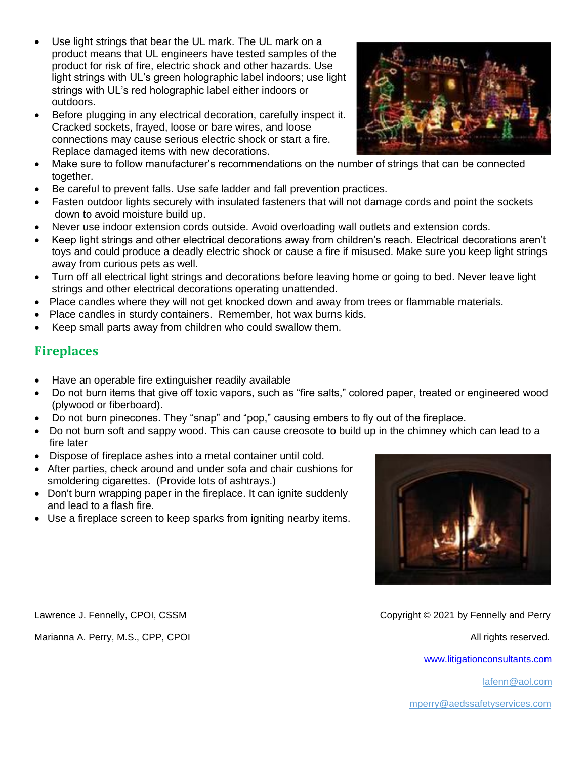- Use light strings that bear the UL mark. The UL mark on a product means that UL engineers have tested samples of the product for risk of fire, electric shock and other hazards. Use light strings with UL's green holographic label indoors; use light strings with UL's red holographic label either indoors or outdoors.
- Before plugging in any electrical decoration, carefully inspect it. Cracked sockets, frayed, loose or bare wires, and loose connections may cause serious electric shock or start a fire. Replace damaged items with new decorations.
- Make sure to follow manufacturer's recommendations on the number of strings that can be connected together.
- Be careful to prevent falls. Use safe ladder and fall prevention practices.
- Fasten outdoor lights securely with insulated fasteners that will not damage cords and point the sockets down to avoid moisture build up.
- Never use indoor extension cords outside. Avoid overloading wall outlets and extension cords.
- Keep light strings and other electrical decorations away from children's reach. Electrical decorations aren't toys and could produce a deadly electric shock or cause a fire if misused. Make sure you keep light strings away from curious pets as well.
- Turn off all electrical light strings and decorations before leaving home or going to bed. Never leave light strings and other electrical decorations operating unattended.
- Place candles where they will not get knocked down and away from trees or flammable materials.
- Place candles in sturdy containers. Remember, hot wax burns kids.
- Keep small parts away from children who could swallow them.

## Fireplaces

- Have an operable fire extinguisher readily available
- Do not burn items that give off toxic vapors, such as "fire salts," colored paper, treated or engineered wood (plywood or fiberboard).
- Do not burn pinecones. They "snap" and "pop," causing embers to fly out of the fireplace.
- Do not burn soft and sappy wood. This can cause creosote to build up in the chimney which can lead to a fire later
- Dispose of fireplace ashes into a metal container until cold.
- After parties, check around and under sofa and chair cushions for smoldering cigarettes. (Provide lots of ashtrays.)
- Don't burn wrapping paper in the fireplace. It can ignite suddenly and lead to a flash fire.
- Use a fireplace screen to keep sparks from igniting nearby items.

Lawrence J. Fennelly, CPOI, CSSM

Marianna A. Perry, M.S., CPP, CPOI

Copyright © 2021 by Fennelly and Perry

All rights reserved.

www.litigationconsultants.com

lafenn@aol.com

mperry@aedssafetyservices.com